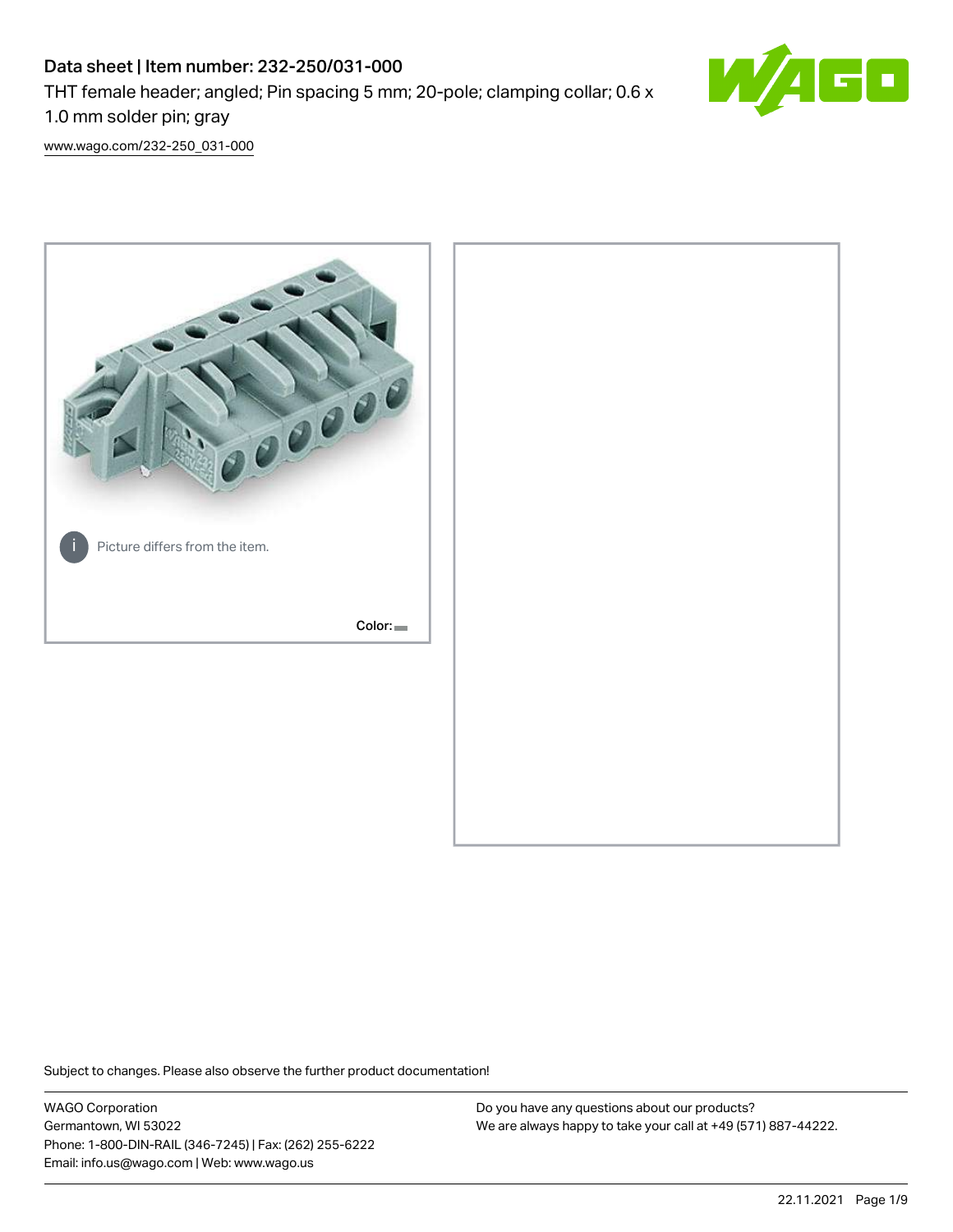# Data sheet | Item number: 232-250/031-000

THT female header; angled; Pin spacing 5 mm; 20-pole; clamping collar; 0.6 x 1.0 mm solder pin; gray

www.wago.com/232-250_031-000

Picture differs from the item.

Color:

Subject to changes. Please also observe the further product documentation!

WAGO Corporation
Germantown, WI 53022
Phone: 1-800-DIN-RAIL (346-7245) | Fax: (262) 255-6222
Email: info.us@wago.com | Web: www.wago.us

Do you have any questions about our products?
We are always happy to take your call at +49 (571) 887-44222.

22.11.2021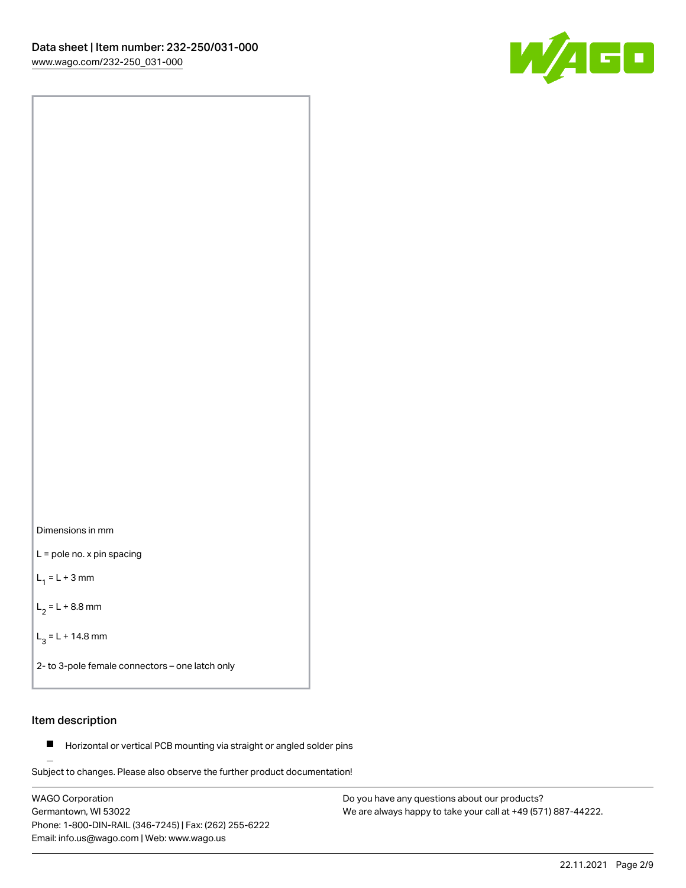Dimensions in mm

L = pole no. x pin spacing

$L_1$ = L + 3 mm

$L_2$ = L + 8.8 mm

$L_3$ = L + 14.8 mm

2- to 3-pole female connectors – one latch only

## Item description

- Horizontal or vertical PCB mounting via straight or angled solder pins

Subject to changes. Please also observe the further product documentation!

WAGO Corporation
Germantown, WI 53022
Phone: 1-800-DIN-RAIL (346-7245) | Fax: (262) 255-6222
Email: info.us@wago.com | Web: www.wago.us

Do you have any questions about our products?
We are always happy to take your call at +49 (571) 887-44222.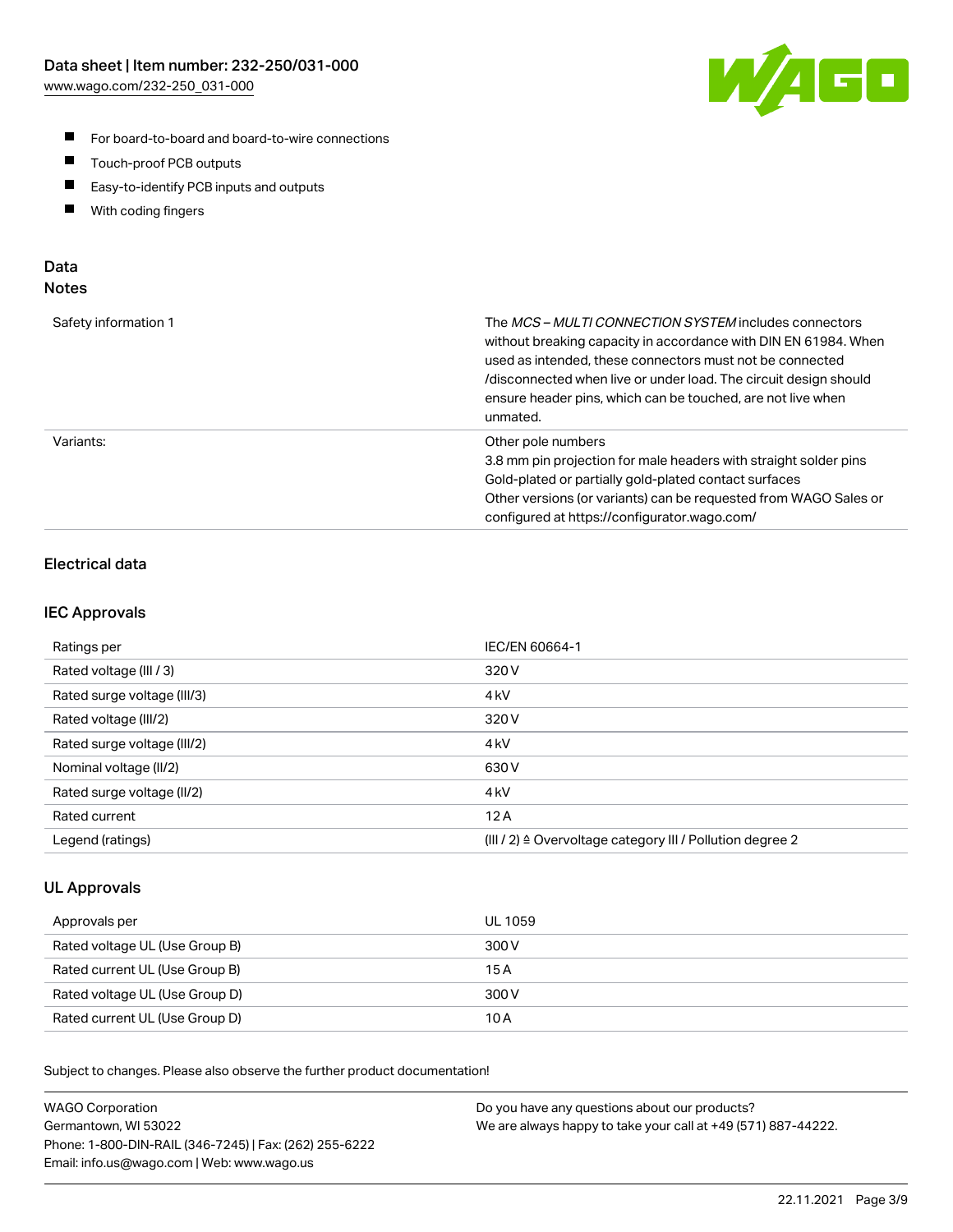- For board-to-board and board-to-wire connections
- Touch-proof PCB outputs
- Easy-to-identify PCB inputs and outputs
- With coding fingers

## Data
### Notes

| | |
|---|---|
| Safety information 1 | The *MCS – MULTI CONNECTION SYSTEM* includes connectors without breaking capacity in accordance with DIN EN 61984. When used as intended, these connectors must not be connected /disconnected when live or under load. The circuit design should ensure header pins, which can be touched, are not live when unmated. |
| Variants: | Other pole numbers<br>3.8 mm pin projection for male headers with straight solder pins<br>Gold-plated or partially gold-plated contact surfaces<br>Other versions (or variants) can be requested from WAGO Sales or configured at https://configurator.wago.com/ |

### Electrical data

### IEC Approvals

| | |
|---|---|
| Ratings per | IEC/EN 60664-1 |
| Rated voltage (III / 3) | 320 V |
| Rated surge voltage (III/3) | 4 kV |
| Rated voltage (III/2) | 320 V |
| Rated surge voltage (III/2) | 4 kV |
| Nominal voltage (II/2) | 630 V |
| Rated surge voltage (II/2) | 4 kV |
| Rated current | 12 A |
| Legend (ratings) | (III / 2) ≙ Overvoltage category III / Pollution degree 2 |

### UL Approvals

| | |
|---|---|
| Approvals per | UL 1059 |
| Rated voltage UL (Use Group B) | 300 V |
| Rated current UL (Use Group B) | 15 A |
| Rated voltage UL (Use Group D) | 300 V |
| Rated current UL (Use Group D) | 10 A |

Subject to changes. Please also observe the further product documentation!

WAGO Corporation
Germantown, WI 53022
Phone: 1-800-DIN-RAIL (346-7245) | Fax: (262) 255-6222
Email: info.us@wago.com | Web: www.wago.us

Do you have any questions about our products?
We are always happy to take your call at +49 (571) 887-44222.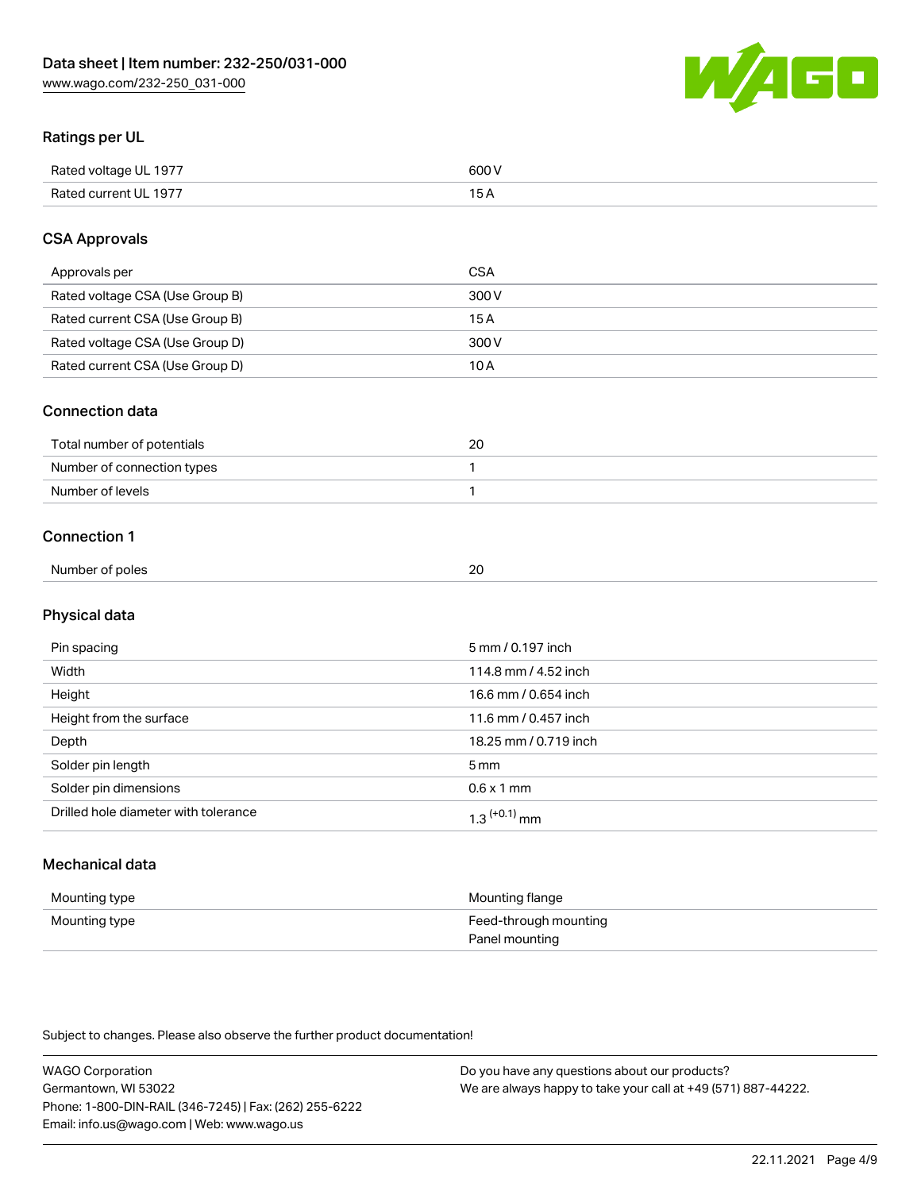## Ratings per UL

| | |
|---|---|
| Rated voltage UL 1977 | 600 V |
| Rated current UL 1977 | 15 A |

## CSA Approvals

| | |
|---|---|
| Approvals per | CSA |
| Rated voltage CSA (Use Group B) | 300 V |
| Rated current CSA (Use Group B) | 15 A |
| Rated voltage CSA (Use Group D) | 300 V |
| Rated current CSA (Use Group D) | 10 A |

## Connection data

| | |
|---|---|
| Total number of potentials | 20 |
| Number of connection types | 1 |
| Number of levels | 1 |

## Connection 1

| | |
|---|---|
| Number of poles | 20 |

## Physical data

| | |
|---|---|
| Pin spacing | 5 mm / 0.197 inch |
| Width | 114.8 mm / 4.52 inch |
| Height | 16.6 mm / 0.654 inch |
| Height from the surface | 11.6 mm / 0.457 inch |
| Depth | 18.25 mm / 0.719 inch |
| Solder pin length | 5 mm |
| Solder pin dimensions | 0.6 x 1 mm |
| Drilled hole diameter with tolerance | $1.3^{(+0.1)}$ mm |

## Mechanical data

| | |
|---|---|
| Mounting type | Mounting flange |
| Mounting type | Feed-through mounting<br>Panel mounting |

Subject to changes. Please also observe the further product documentation!

WAGO Corporation
Germantown, WI 53022
Phone: 1-800-DIN-RAIL (346-7245) | Fax: (262) 255-6222
Email: info.us@wago.com | Web: www.wago.us

Do you have any questions about our products?
We are always happy to take your call at +49 (571) 887-44222.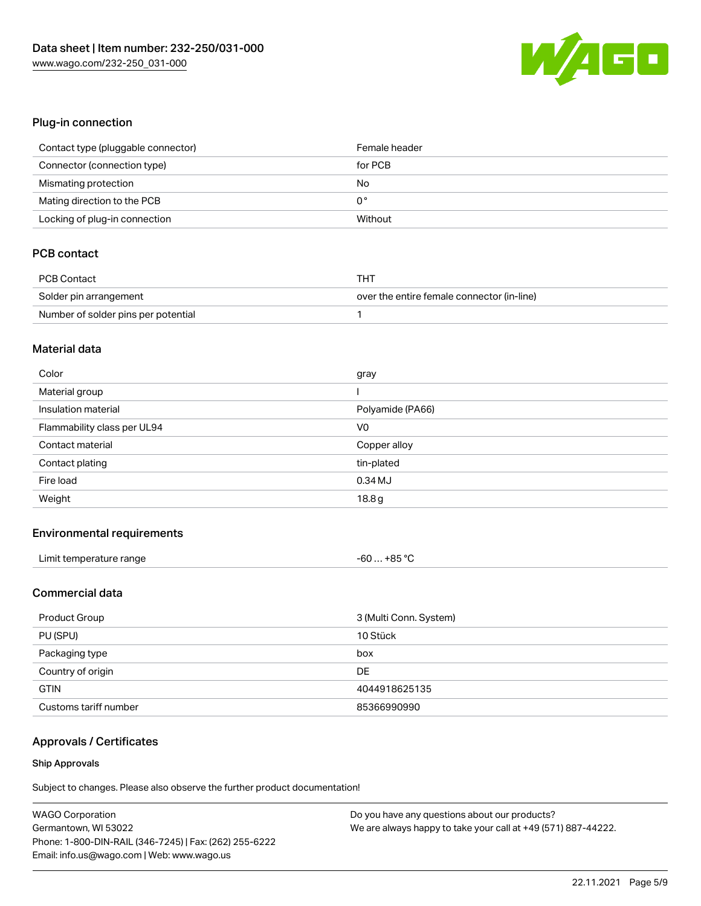## Plug-in connection

| | |
|---|---|
| Contact type (pluggable connector) | Female header |
| Connector (connection type) | for PCB |
| Mismating protection | No |
| Mating direction to the PCB | 0 ° |
| Locking of plug-in connection | Without |

## PCB contact

| | |
|---|---|
| PCB Contact | THT |
| Solder pin arrangement | over the entire female connector (in-line) |
| Number of solder pins per potential | 1 |

## Material data

| | |
|---|---|
| Color | gray |
| Material group | I |
| Insulation material | Polyamide (PA66) |
| Flammability class per UL94 | V0 |
| Contact material | Copper alloy |
| Contact plating | tin-plated |
| Fire load | 0.34 MJ |
| Weight | 18.8 g |

## Environmental requirements

| | |
|---|---|
| Limit temperature range | -60 … +85 °C |

## Commercial data

| | |
|---|---|
| Product Group | 3 (Multi Conn. System) |
| PU (SPU) | 10 Stück |
| Packaging type | box |
| Country of origin | DE |
| GTIN | 4044918625135 |
| Customs tariff number | 85366990990 |

## Approvals / Certificates

### Ship Approvals

Subject to changes. Please also observe the further product documentation!

WAGO Corporation
Germantown, WI 53022
Phone: 1-800-DIN-RAIL (346-7245) | Fax: (262) 255-6222
Email: info.us@wago.com | Web: www.wago.us

Do you have any questions about our products?
We are always happy to take your call at +49 (571) 887-44222.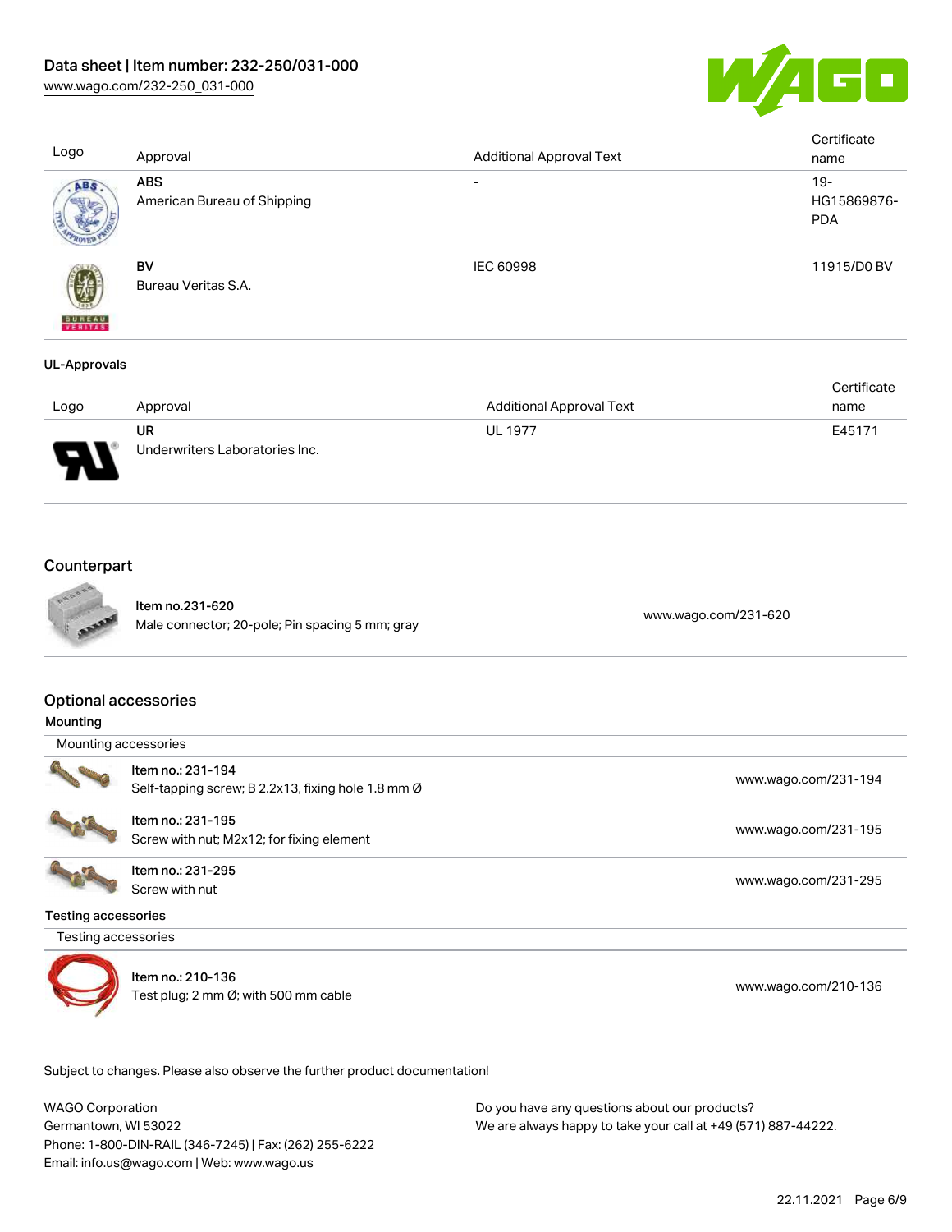| Logo | Approval | Additional Approval Text | Certificate name |
| --- | --- | --- | --- |
| | **ABS** American Bureau of Shipping | - | 19-HG15869876-PDA |
| | **BV** Bureau Veritas S.A. | IEC 60998 | 11915/D0 BV |

**UL-Approvals**

| Logo | Approval | Additional Approval Text | Certificate name |
| --- | --- | --- | --- |
| | **UR** Underwriters Laboratories Inc. | UL 1977 | E45171 |

## Counterpart

| | | |
| --- | --- | --- |
| | Item no.231-620<br>Male connector; 20-pole; Pin spacing 5 mm; gray | www.wago.com/231-620 |

## Optional accessories

**Mounting**

Mounting accessories

| | | |
| --- | --- | --- |
| | Item no.: 231-194<br>Self-tapping screw; B 2.2x13, fixing hole 1.8 mm Ø | www.wago.com/231-194 |
| | Item no.: 231-195<br>Screw with nut; M2x12; for fixing element | www.wago.com/231-195 |
| | Item no.: 231-295<br>Screw with nut | www.wago.com/231-295 |

**Testing accessories**

Testing accessories

| | | |
| --- | --- | --- |
| | Item no.: 210-136<br>Test plug; 2 mm Ø; with 500 mm cable | www.wago.com/210-136 |

Subject to changes. Please also observe the further product documentation!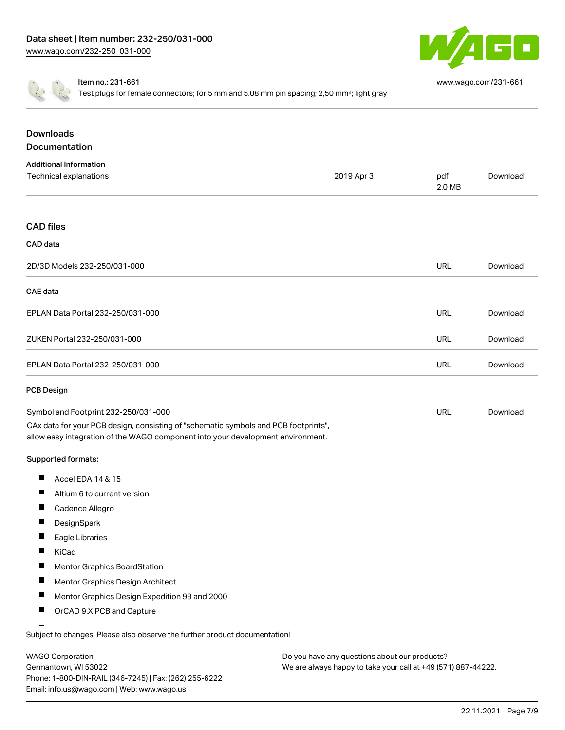Item no.: 231-661

Test plugs for female connectors; for 5 mm and 5.08 mm pin spacing; 2,50 mm²; light gray

www.wago.com/231-661

## Downloads

## Documentation

### Additional Information

| Technical explanations | 2019 Apr 3 | pdf 2.0 MB | Download |
| --- | --- | --- | --- |

## CAD files

### CAD data

| 2D/3D Models 232-250/031-000 | URL | Download |
| --- | --- | --- |

### CAE data

| EPLAN Data Portal 232-250/031-000 | URL | Download |
| --- | --- | --- |
| ZUKEN Portal 232-250/031-000 | URL | Download |
| EPLAN Data Portal 232-250/031-000 | URL | Download |

### PCB Design

| Symbol and Footprint 232-250/031-000 | URL | Download |
| --- | --- | --- |

CAx data for your PCB design, consisting of "schematic symbols and PCB footprints", allow easy integration of the WAGO component into your development environment.

**Supported formats:**

- Accel EDA 14 & 15
- Altium 6 to current version
- Cadence Allegro
- DesignSpark
- Eagle Libraries
- KiCad
- Mentor Graphics BoardStation
- Mentor Graphics Design Architect
- Mentor Graphics Design Expedition 99 and 2000
- OrCAD 9.X PCB and Capture

Subject to changes. Please also observe the further product documentation!

WAGO Corporation
Germantown, WI 53022
Phone: 1-800-DIN-RAIL (346-7245) | Fax: (262) 255-6222
Email: info.us@wago.com | Web: www.wago.us

Do you have any questions about our products?
We are always happy to take your call at +49 (571) 887-44222.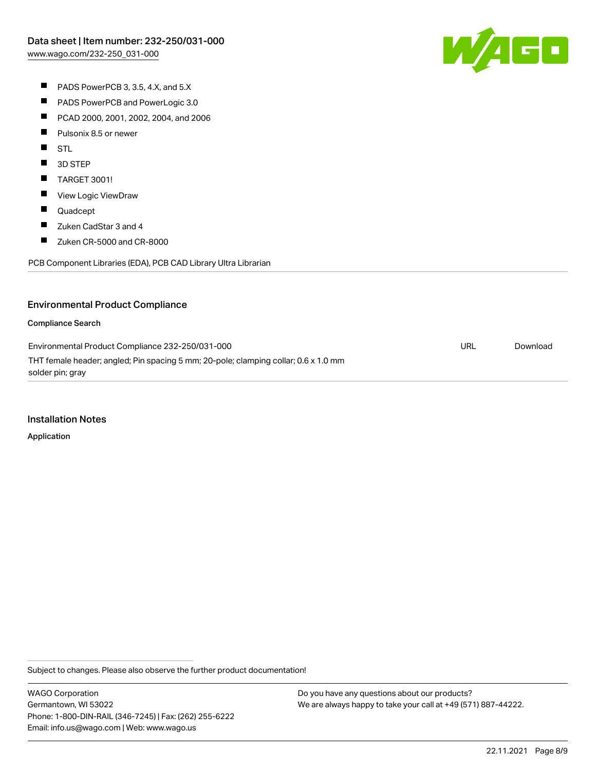- PADS PowerPCB 3, 3.5, 4.X, and 5.X
- PADS PowerPCB and PowerLogic 3.0
- PCAD 2000, 2001, 2002, 2004, and 2006
- Pulsonix 8.5 or newer
- STL
- 3D STEP
- TARGET 3001!
- View Logic ViewDraw
- Quadcept
- Zuken CadStar 3 and 4
- Zuken CR-5000 and CR-8000

PCB Component Libraries (EDA), PCB CAD Library Ultra Librarian

## Environmental Product Compliance

### Compliance Search

| | | |
|---|---|---|
| Environmental Product Compliance 232-250/031-000<br>THT female header; angled; Pin spacing 5 mm; 20-pole; clamping collar; 0.6 x 1.0 mm solder pin; gray | URL | Download |

## Installation Notes

### Application

Subject to changes. Please also observe the further product documentation!

WAGO Corporation
Germantown, WI 53022
Phone: 1-800-DIN-RAIL (346-7245) | Fax: (262) 255-6222
Email: info.us@wago.com | Web: www.wago.us

Do you have any questions about our products?
We are always happy to take your call at +49 (571) 887-44222.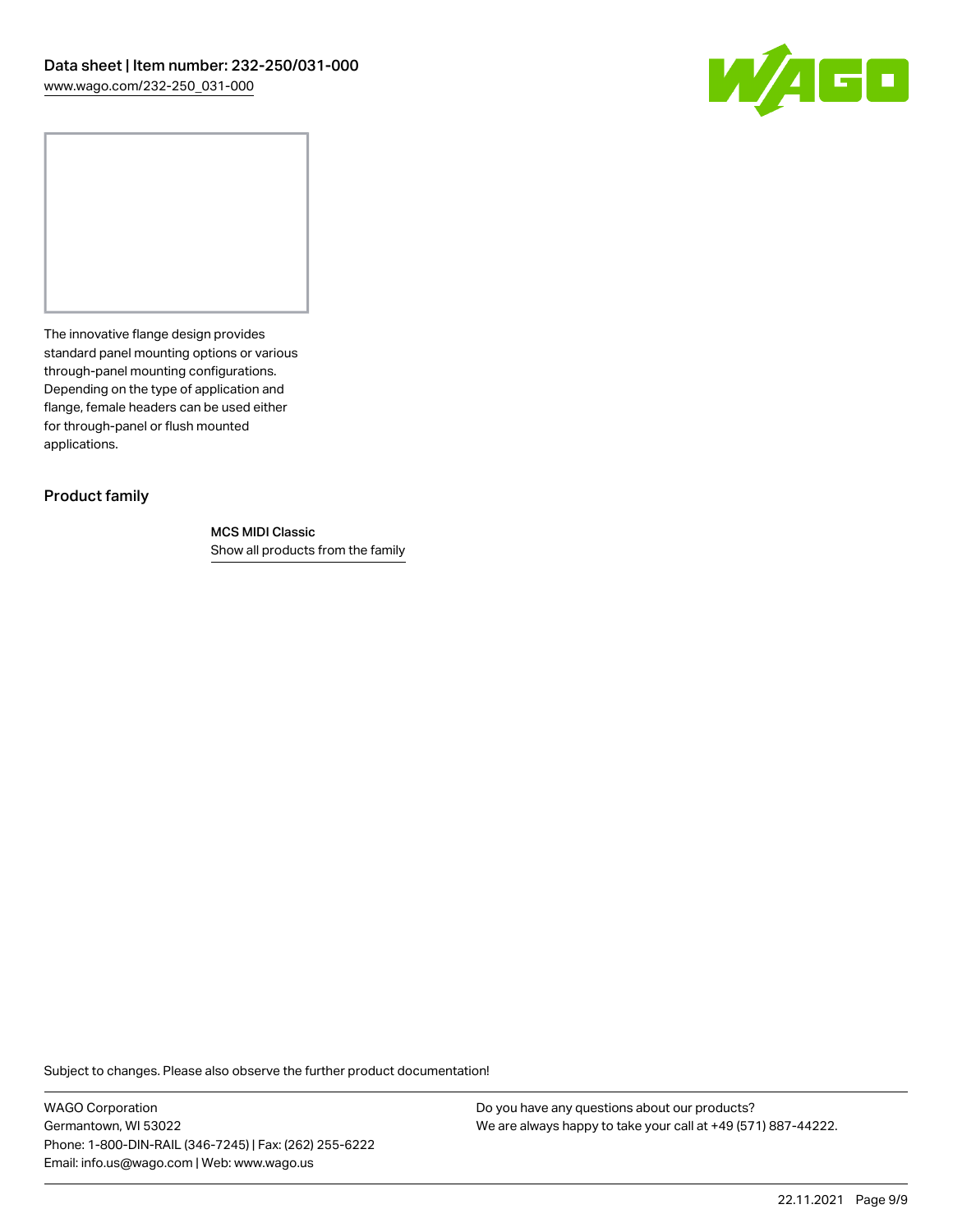The innovative flange design provides standard panel mounting options or various through-panel mounting configurations. Depending on the type of application and flange, female headers can be used either for through-panel or flush mounted applications.

## Product family

MCS MIDI Classic
Show all products from the family

Subject to changes. Please also observe the further product documentation!

WAGO Corporation
Germantown, WI 53022
Phone: 1-800-DIN-RAIL (346-7245) | Fax: (262) 255-6222
Email: info.us@wago.com | Web: www.wago.us

Do you have any questions about our products?
We are always happy to take your call at +49 (571) 887-44222.